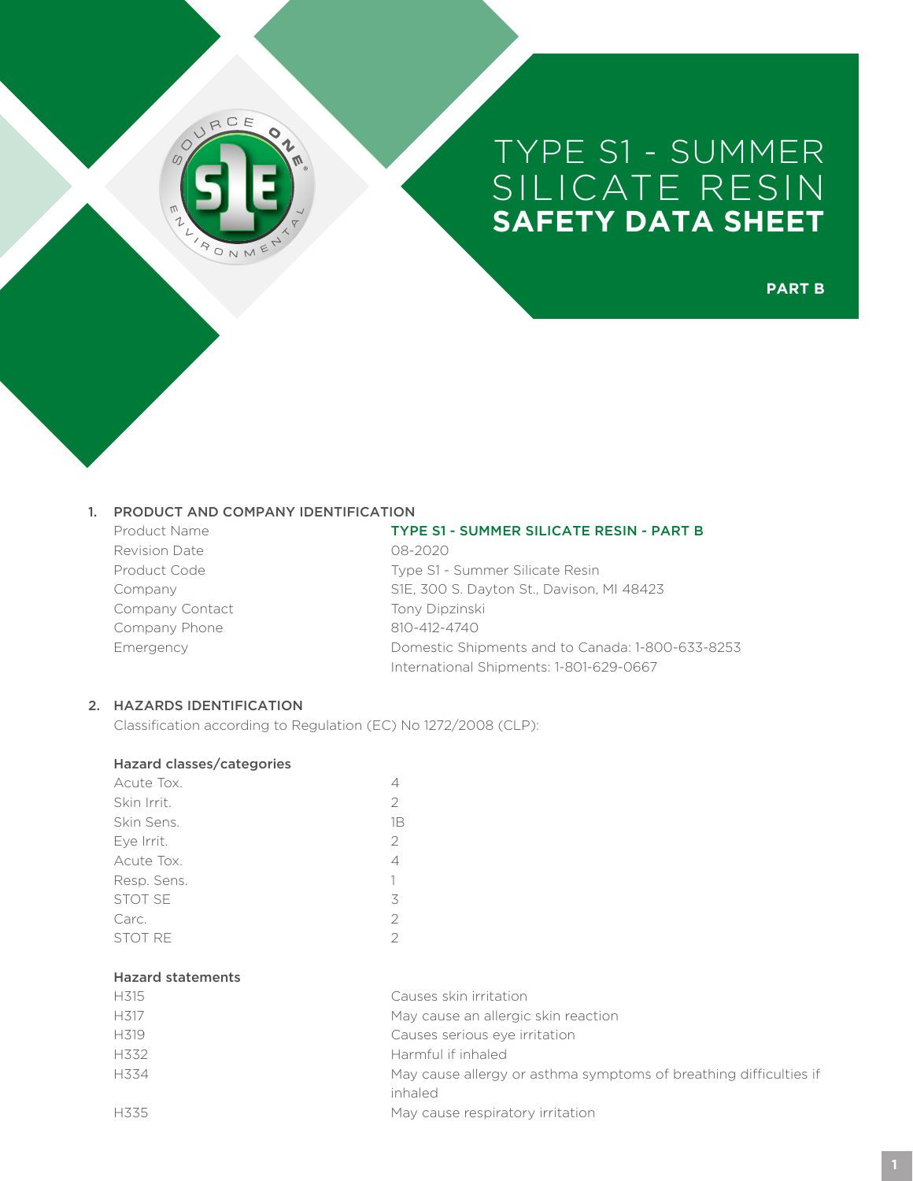# TYPE S1 - SUMMER SILICATE RESIN
# SAFETY DATA SHEET

**PART B**

## 1. PRODUCT AND COMPANY IDENTIFICATION

| | |
|---|---|
| Product Name | TYPE S1 - SUMMER SILICATE RESIN - PART B |
| Revision Date | 08-2020 |
| Product Code | Type S1 - Summer Silicate Resin |
| Company | S1E, 300 S. Dayton St., Davison, MI 48423 |
| Company Contact | Tony Dipzinski |
| Company Phone | 810-412-4740 |
| Emergency | Domestic Shipments and to Canada: 1-800-633-8253<br>International Shipments: 1-801-629-0667 |

## 2. HAZARDS IDENTIFICATION

Classification according to Regulation (EC) No 1272/2008 (CLP):

### Hazard classes/categories

| | |
|---|---|
| Acute Tox. | 4 |
| Skin Irrit. | 2 |
| Skin Sens. | 1B |
| Eye Irrit. | 2 |
| Acute Tox. | 4 |
| Resp. Sens. | 1 |
| STOT SE | 3 |
| Carc. | 2 |
| STOT RE | 2 |

### Hazard statements

| | |
|---|---|
| H315 | Causes skin irritation |
| H317 | May cause an allergic skin reaction |
| H319 | Causes serious eye irritation |
| H332 | Harmful if inhaled |
| H334 | May cause allergy or asthma symptoms of breathing difficulties if inhaled |
| H335 | May cause respiratory irritation |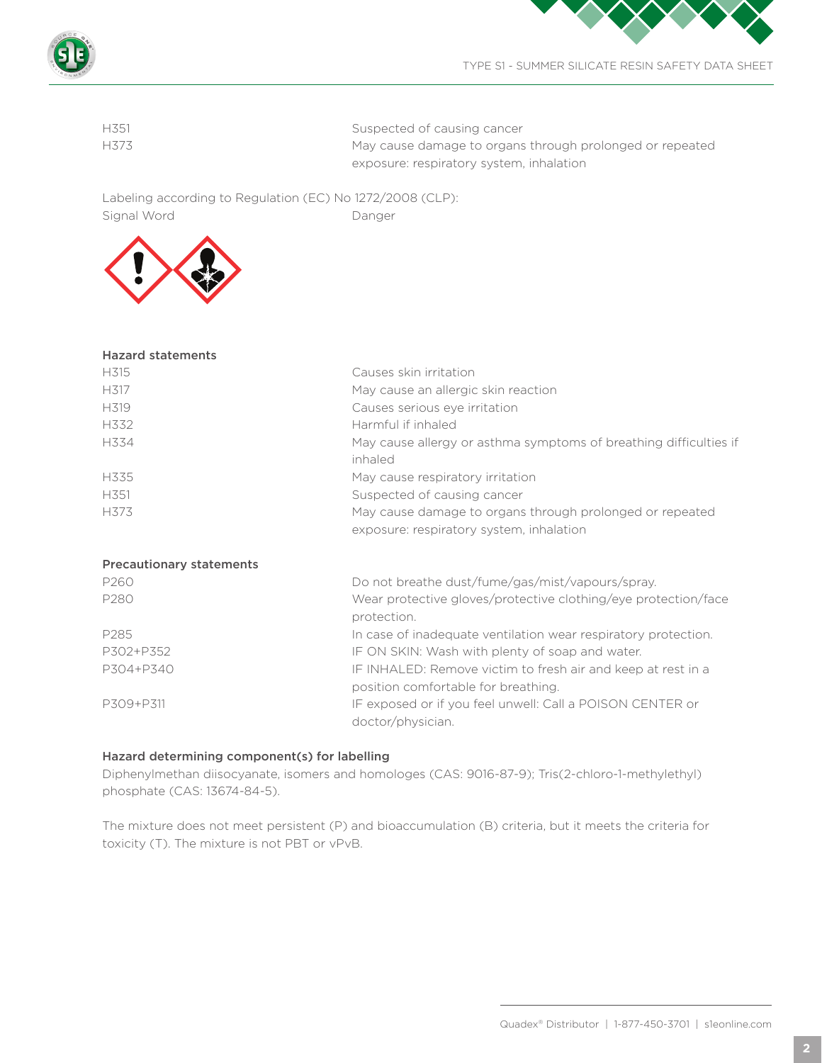| | |
|---|---|
| H351 | Suspected of causing cancer |
| H373 | May cause damage to organs through prolonged or repeated exposure: respiratory system, inhalation |

Labeling according to Regulation (EC) No 1272/2008 (CLP):

| | |
|---|---|
| Signal Word | Danger |

**Hazard statements**

| | |
|---|---|
| H315 | Causes skin irritation |
| H317 | May cause an allergic skin reaction |
| H319 | Causes serious eye irritation |
| H332 | Harmful if inhaled |
| H334 | May cause allergy or asthma symptoms of breathing difficulties if inhaled |
| H335 | May cause respiratory irritation |
| H351 | Suspected of causing cancer |
| H373 | May cause damage to organs through prolonged or repeated exposure: respiratory system, inhalation |

**Precautionary statements**

| | |
|---|---|
| P260 | Do not breathe dust/fume/gas/mist/vapours/spray. |
| P280 | Wear protective gloves/protective clothing/eye protection/face protection. |
| P285 | In case of inadequate ventilation wear respiratory protection. |
| P302+P352 | IF ON SKIN: Wash with plenty of soap and water. |
| P304+P340 | IF INHALED: Remove victim to fresh air and keep at rest in a position comfortable for breathing. |
| P309+P311 | IF exposed or if you feel unwell: Call a POISON CENTER or doctor/physician. |

**Hazard determining component(s) for labelling**

Diphenylmethan diisocyanate, isomers and homologes (CAS: 9016-87-9); Tris(2-chloro-1-methylethyl) phosphate (CAS: 13674-84-5).

The mixture does not meet persistent (P) and bioaccumulation (B) criteria, but it meets the criteria for toxicity (T). The mixture is not PBT or vPvB.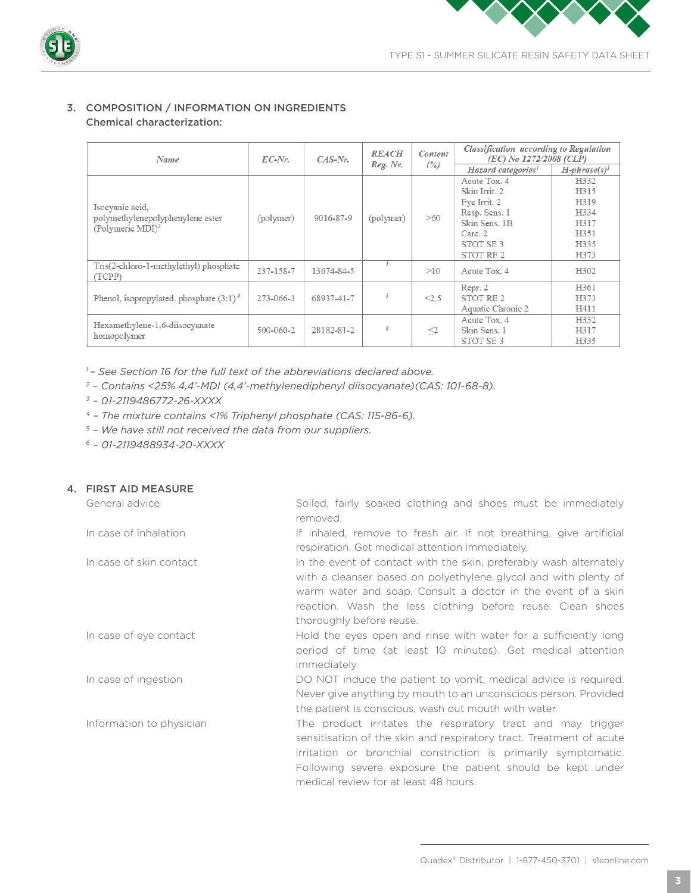## 3. COMPOSITION / INFORMATION ON INGREDIENTS

**Chemical characterization:**

| Name | EC-Nr. | CAS-Nr. | REACH Reg. Nr. | Content (%) | Classification according to Regulation (EC) No 1272/2008 (CLP) | |
|---|---|---|---|---|---|---|
| | | | | | Hazard categories[1] | H-phrase(s)[1] |
| Isocyanic acid, polymethylenepolyphenylene ester (Polymeric MDI)[2] | (polymer) | 9016-87-9 | (polymer) | >60 | Acute Tox. 4<br>Skin Irrit. 2<br>Eye Irrit. 2<br>Resp. Sens. 1<br>Skin Sens. 1B<br>Carc. 2<br>STOT SE 3<br>STOT RE 2 | H332<br>H315<br>H319<br>H334<br>H317<br>H351<br>H335<br>H373 |
| Tris(2-chloro-1-methylethyl) phosphate (TCPP) | 237-158-7 | 13674-84-5 | [3] | >10 | Acute Tox. 4 | H302 |
| Phenol, isopropylated, phosphate (3:1)[4] | 273-066-3 | 68937-41-7 | [5] | <2,5 | Repr. 2<br>STOT RE 2<br>Aquatic Chronic 2 | H361<br>H373<br>H411 |
| Hexamethylene-1,6-diisocyanate homopolymer | 500-060-2 | 28182-81-2 | [6] | ≤2 | Acute Tox. 4<br>Skin Sens. 1<br>STOT SE 3 | H332<br>H317<br>H335 |

*[1] – See Section 16 for the full text of the abbreviations declared above.*
*[2] – Contains <25% 4,4'-MDI (4,4'-methylenediphenyl diisocyanate)(CAS: 101-68-8).*
*[3] – 01-2119486772-26-XXXX*
*[4] – The mixture contains <1% Triphenyl phosphate (CAS: 115-86-6).*
*[5] – We have still not received the data from our suppliers.*
*[6] – 01-2119488934-20-XXXX*

## 4. FIRST AID MEASURE

**General advice**
Soiled, fairly soaked clothing and shoes must be immediately removed.

**In case of inhalation**
If inhaled, remove to fresh air. If not breathing, give artificial respiration. Get medical attention immediately.

**In case of skin contact**
In the event of contact with the skin, preferably wash alternately with a cleanser based on polyethylene glycol and with plenty of warm water and soap. Consult a doctor in the event of a skin reaction. Wash the less clothing before reuse. Clean shoes thoroughly before reuse.

**In case of eye contact**
Hold the eyes open and rinse with water for a sufficiently long period of time (at least 10 minutes). Get medical attention immediately.

**In case of ingestion**
DO NOT induce the patient to vomit, medical advice is required. Never give anything by mouth to an unconscious person. Provided the patient is conscious, wash out mouth with water.

**Information to physician**
The product irritates the respiratory tract and may trigger sensitisation of the skin and respiratory tract. Treatment of acute irritation or bronchial constriction is primarily symptomatic. Following severe exposure the patient should be kept under medical review for at least 48 hours.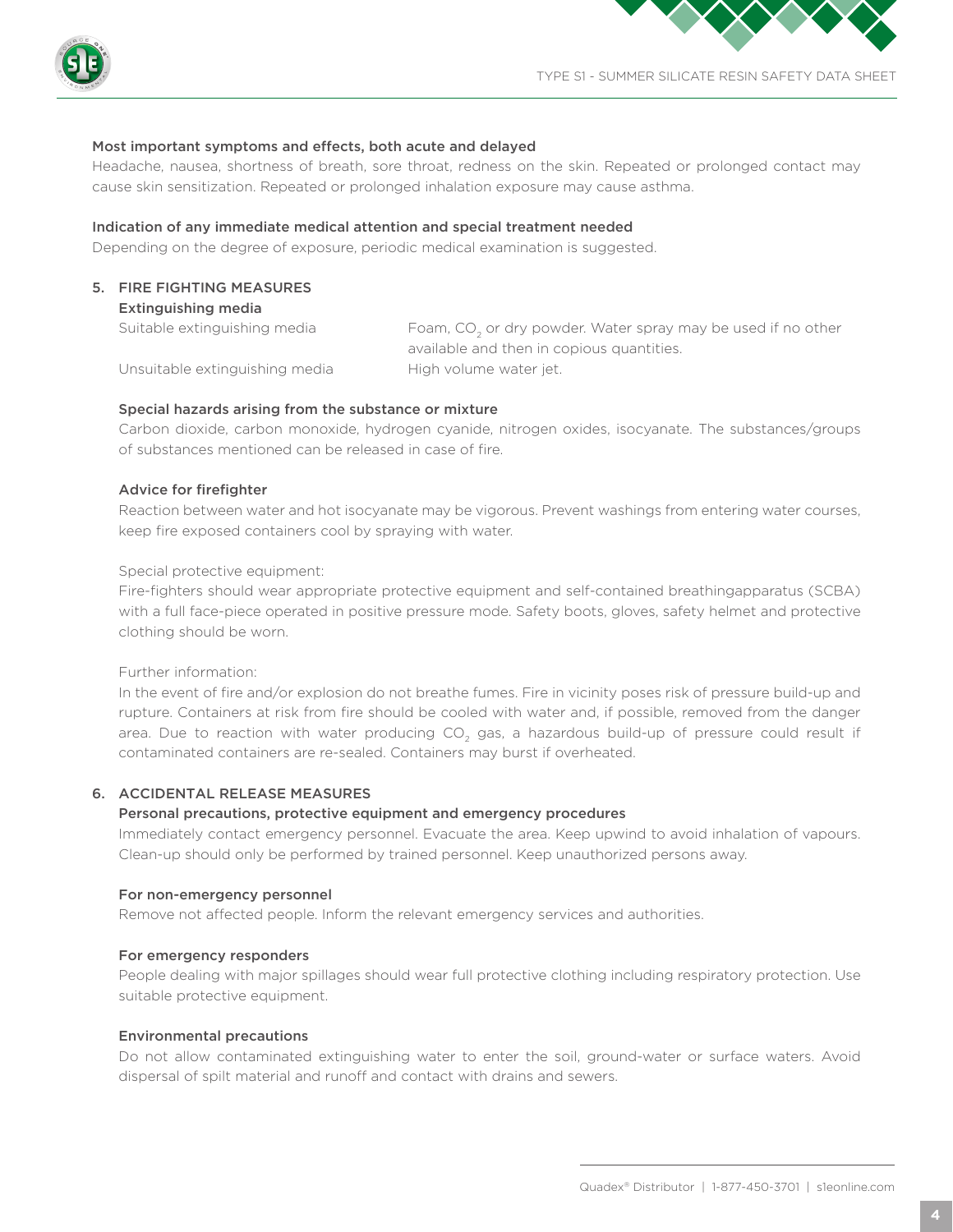**Most important symptoms and effects, both acute and delayed**

Headache, nausea, shortness of breath, sore throat, redness on the skin. Repeated or prolonged contact may cause skin sensitization. Repeated or prolonged inhalation exposure may cause asthma.

**Indication of any immediate medical attention and special treatment needed**

Depending on the degree of exposure, periodic medical examination is suggested.

## 5. FIRE FIGHTING MEASURES

**Extinguishing media**

| | |
|---|---|
| Suitable extinguishing media | Foam, $CO_2$ or dry powder. Water spray may be used if no other available and then in copious quantities. |
| Unsuitable extinguishing media | High volume water jet. |

**Special hazards arising from the substance or mixture**

Carbon dioxide, carbon monoxide, hydrogen cyanide, nitrogen oxides, isocyanate. The substances/groups of substances mentioned can be released in case of fire.

**Advice for firefighter**

Reaction between water and hot isocyanate may be vigorous. Prevent washings from entering water courses, keep fire exposed containers cool by spraying with water.

Special protective equipment:

Fire-fighters should wear appropriate protective equipment and self-contained breathingapparatus (SCBA) with a full face-piece operated in positive pressure mode. Safety boots, gloves, safety helmet and protective clothing should be worn.

Further information:

In the event of fire and/or explosion do not breathe fumes. Fire in vicinity poses risk of pressure build-up and rupture. Containers at risk from fire should be cooled with water and, if possible, removed from the danger area. Due to reaction with water producing $CO_2$ gas, a hazardous build-up of pressure could result if contaminated containers are re-sealed. Containers may burst if overheated.

## 6. ACCIDENTAL RELEASE MEASURES

**Personal precautions, protective equipment and emergency procedures**

Immediately contact emergency personnel. Evacuate the area. Keep upwind to avoid inhalation of vapours. Clean-up should only be performed by trained personnel. Keep unauthorized persons away.

**For non-emergency personnel**

Remove not affected people. Inform the relevant emergency services and authorities.

**For emergency responders**

People dealing with major spillages should wear full protective clothing including respiratory protection. Use suitable protective equipment.

**Environmental precautions**

Do not allow contaminated extinguishing water to enter the soil, ground-water or surface waters. Avoid dispersal of spilt material and runoff and contact with drains and sewers.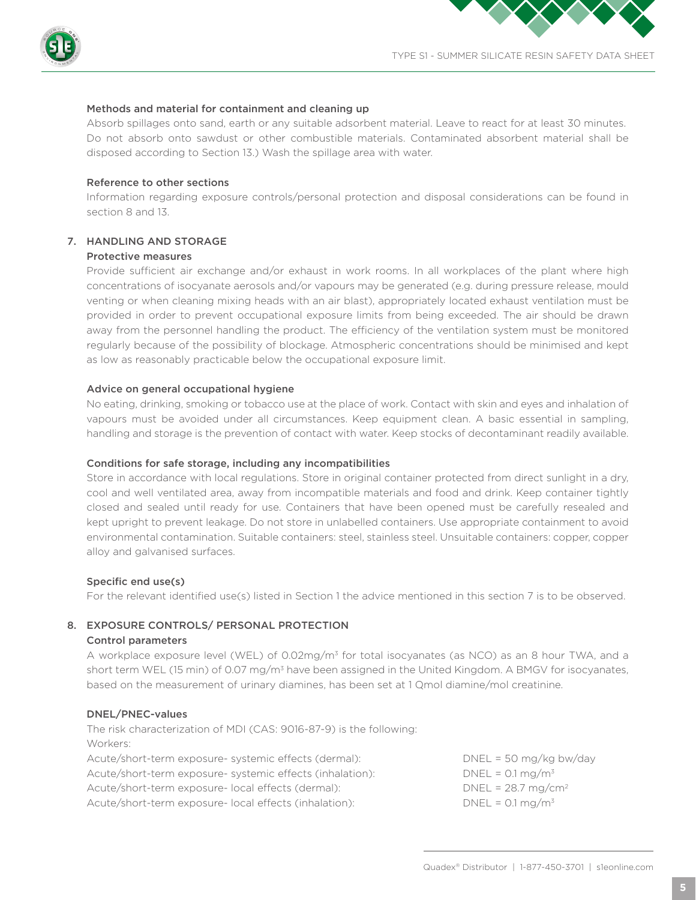**Methods and material for containment and cleaning up**

Absorb spillages onto sand, earth or any suitable adsorbent material. Leave to react for at least 30 minutes. Do not absorb onto sawdust or other combustible materials. Contaminated absorbent material shall be disposed according to Section 13.) Wash the spillage area with water.

**Reference to other sections**

Information regarding exposure controls/personal protection and disposal considerations can be found in section 8 and 13.

## 7. HANDLING AND STORAGE

**Protective measures**

Provide sufficient air exchange and/or exhaust in work rooms. In all workplaces of the plant where high concentrations of isocyanate aerosols and/or vapours may be generated (e.g. during pressure release, mould venting or when cleaning mixing heads with an air blast), appropriately located exhaust ventilation must be provided in order to prevent occupational exposure limits from being exceeded. The air should be drawn away from the personnel handling the product. The efficiency of the ventilation system must be monitored regularly because of the possibility of blockage. Atmospheric concentrations should be minimised and kept as low as reasonably practicable below the occupational exposure limit.

**Advice on general occupational hygiene**

No eating, drinking, smoking or tobacco use at the place of work. Contact with skin and eyes and inhalation of vapours must be avoided under all circumstances. Keep equipment clean. A basic essential in sampling, handling and storage is the prevention of contact with water. Keep stocks of decontaminant readily available.

**Conditions for safe storage, including any incompatibilities**

Store in accordance with local regulations. Store in original container protected from direct sunlight in a dry, cool and well ventilated area, away from incompatible materials and food and drink. Keep container tightly closed and sealed until ready for use. Containers that have been opened must be carefully resealed and kept upright to prevent leakage. Do not store in unlabelled containers. Use appropriate containment to avoid environmental contamination. Suitable containers: steel, stainless steel. Unsuitable containers: copper, copper alloy and galvanised surfaces.

**Specific end use(s)**

For the relevant identified use(s) listed in Section 1 the advice mentioned in this section 7 is to be observed.

## 8. EXPOSURE CONTROLS/ PERSONAL PROTECTION

**Control parameters**

A workplace exposure level (WEL) of 0.02mg/m³ for total isocyanates (as NCO) as an 8 hour TWA, and a short term WEL (15 min) of 0.07 mg/m³ have been assigned in the United Kingdom. A BMGV for isocyanates, based on the measurement of urinary diamines, has been set at 1 Qmol diamine/mol creatinine.

**DNEL/PNEC-values**

The risk characterization of MDI (CAS: 9016-87-9) is the following:

Workers:

| | |
|---|---|
| Acute/short-term exposure- systemic effects (dermal): | DNEL = 50 mg/kg bw/day |
| Acute/short-term exposure- systemic effects (inhalation): | DNEL = 0.1 mg/m³ |
| Acute/short-term exposure- local effects (dermal): | DNEL = 28.7 mg/cm² |
| Acute/short-term exposure- local effects (inhalation): | DNEL = 0.1 mg/m³ |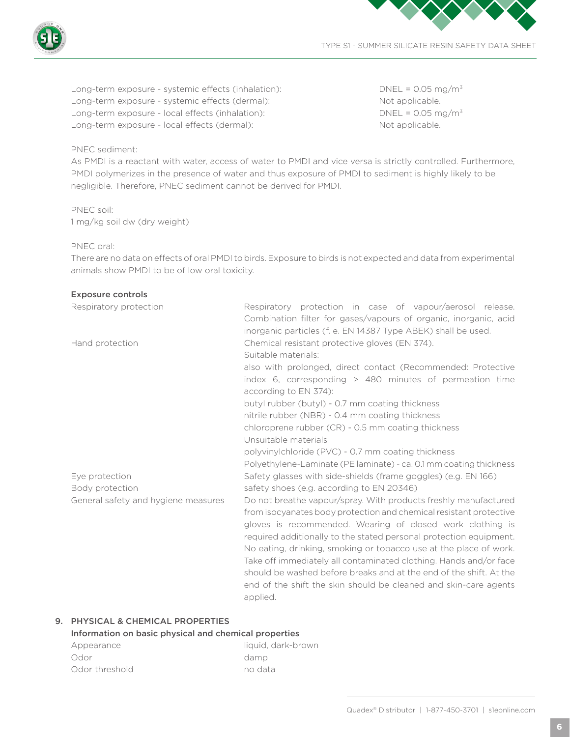| | |
|---|---|
| Long-term exposure - systemic effects (inhalation): | DNEL = 0.05 mg/$m^3$ |
| Long-term exposure - systemic effects (dermal): | Not applicable. |
| Long-term exposure - local effects (inhalation): | DNEL = 0.05 mg/$m^3$ |
| Long-term exposure - local effects (dermal): | Not applicable. |

PNEC sediment:
As PMDI is a reactant with water, access of water to PMDI and vice versa is strictly controlled. Furthermore, PMDI polymerizes in the presence of water and thus exposure of PMDI to sediment is highly likely to be negligible. Therefore, PNEC sediment cannot be derived for PMDI.

PNEC soil:
1 mg/kg soil dw (dry weight)

PNEC oral:
There are no data on effects of oral PMDI to birds. Exposure to birds is not expected and data from experimental animals show PMDI to be of low oral toxicity.

**Exposure controls**

| | |
|---|---|
| Respiratory protection | Respiratory protection in case of vapour/aerosol release. Combination filter for gases/vapours of organic, inorganic, acid inorganic particles (f. e. EN 14387 Type ABEK) shall be used. |
| Hand protection | Chemical resistant protective gloves (EN 374). Suitable materials: also with prolonged, direct contact (Recommended: Protective index 6, corresponding > 480 minutes of permeation time according to EN 374): butyl rubber (butyl) - 0.7 mm coating thickness nitrile rubber (NBR) - 0.4 mm coating thickness chloroprene rubber (CR) - 0.5 mm coating thickness Unsuitable materials polyvinylchloride (PVC) - 0.7 mm coating thickness Polyethylene-Laminate (PE laminate) - ca. 0.1 mm coating thickness |
| Eye protection | Safety glasses with side-shields (frame goggles) (e.g. EN 166) |
| Body protection | safety shoes (e.g. according to EN 20346) |
| General safety and hygiene measures | Do not breathe vapour/spray. With products freshly manufactured from isocyanates body protection and chemical resistant protective gloves is recommended. Wearing of closed work clothing is required additionally to the stated personal protection equipment. No eating, drinking, smoking or tobacco use at the place of work. Take off immediately all contaminated clothing. Hands and/or face should be washed before breaks and at the end of the shift. At the end of the shift the skin should be cleaned and skin-care agents applied. |

## 9. PHYSICAL & CHEMICAL PROPERTIES

**Information on basic physical and chemical properties**

| | |
|---|---|
| Appearance | liquid, dark-brown |
| Odor | damp |
| Odor threshold | no data |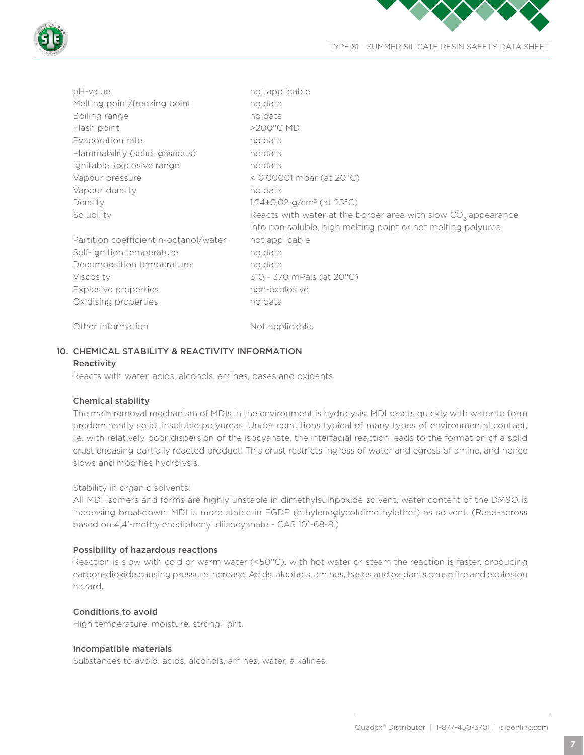| | |
|---|---|
| pH-value | not applicable |
| Melting point/freezing point | no data |
| Boiling range | no data |
| Flash point | >200°C MDI |
| Evaporation rate | no data |
| Flammability (solid, gaseous) | no data |
| Ignitable, explosive range | no data |
| Vapour pressure | < 0.00001 mbar (at 20°C) |
| Vapour density | no data |
| Density | 1,24±0,02 g/cm$^3$ (at 25°C) |
| Solubility | Reacts with water at the border area with slow $CO_2$ appearance into non soluble, high melting point or not melting polyurea |
| Partition coefficient n-octanol/water | not applicable |
| Self-ignition temperature | no data |
| Decomposition temperature | no data |
| Viscosity | 310 - 370 mPa.s (at 20°C) |
| Explosive properties | non-explosive |
| Oxidising properties | no data |
| Other information | Not applicable. |

## 10. CHEMICAL STABILITY & REACTIVITY INFORMATION

### Reactivity

Reacts with water, acids, alcohols, amines, bases and oxidants.

### Chemical stability

The main removal mechanism of MDIs in the environment is hydrolysis. MDI reacts quickly with water to form predominantly solid, insoluble polyureas. Under conditions typical of many types of environmental contact, i.e. with relatively poor dispersion of the isocyanate, the interfacial reaction leads to the formation of a solid crust encasing partially reacted product. This crust restricts ingress of water and egress of amine, and hence slows and modifies hydrolysis.

Stability in organic solvents:

All MDI isomers and forms are highly unstable in dimethylsulhpoxide solvent, water content of the DMSO is increasing breakdown. MDI is more stable in EGDE (ethyleneglycoldimethylether) as solvent. (Read-across based on 4,4'-methylenediphenyl diisocyanate - CAS 101-68-8.)

### Possibility of hazardous reactions

Reaction is slow with cold or warm water (<50°C), with hot water or steam the reaction is faster, producing carbon-dioxide causing pressure increase. Acids, alcohols, amines, bases and oxidants cause fire and explosion hazard.

### Conditions to avoid

High temperature, moisture, strong light.

### Incompatible materials

Substances to avoid: acids, alcohols, amines, water, alkalines.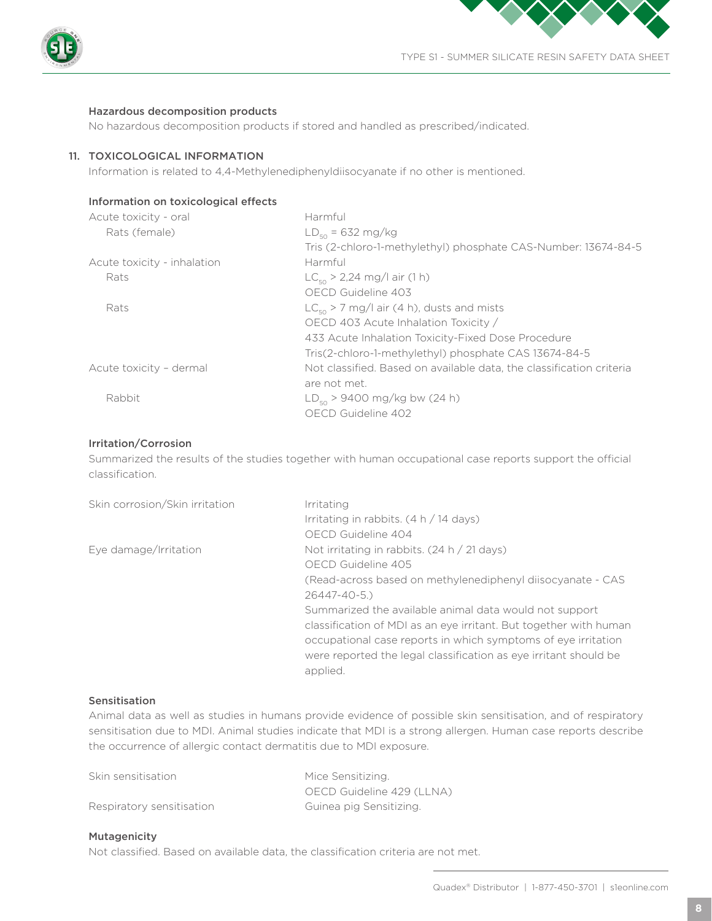#### Hazardous decomposition products

No hazardous decomposition products if stored and handled as prescribed/indicated.

## 11. TOXICOLOGICAL INFORMATION

Information is related to 4,4-Methylenediphenyldiisocyanate if no other is mentioned.

#### Information on toxicological effects

| | |
|---|---|
| Acute toxicity - oral | Harmful |
| Rats (female) | $LD_{50}$ = 632 mg/kg<br>Tris (2-chloro-1-methylethyl) phosphate CAS-Number: 13674-84-5 |
| Acute toxicity - inhalation | Harmful |
| Rats | $LC_{50}$ > 2,24 mg/l air (1 h)<br>OECD Guideline 403 |
| Rats | $LC_{50}$ > 7 mg/l air (4 h), dusts and mists<br>OECD 403 Acute Inhalation Toxicity /<br>433 Acute Inhalation Toxicity-Fixed Dose Procedure<br>Tris(2-chloro-1-methylethyl) phosphate CAS 13674-84-5 |
| Acute toxicity – dermal | Not classified. Based on available data, the classification criteria are not met. |
| Rabbit | $LD_{50}$ > 9400 mg/kg bw (24 h)<br>OECD Guideline 402 |

#### Irritation/Corrosion

Summarized the results of the studies together with human occupational case reports support the official classification.

| | |
|---|---|
| Skin corrosion/Skin irritation | Irritating<br>Irritating in rabbits. (4 h / 14 days)<br>OECD Guideline 404 |
| Eye damage/Irritation | Not irritating in rabbits. (24 h / 21 days)<br>OECD Guideline 405<br>(Read-across based on methylenediphenyl diisocyanate - CAS 26447-40-5.)<br>Summarized the available animal data would not support classification of MDI as an eye irritant. But together with human occupational case reports in which symptoms of eye irritation were reported the legal classification as eye irritant should be applied. |

#### Sensitisation

Animal data as well as studies in humans provide evidence of possible skin sensitisation, and of respiratory sensitisation due to MDI. Animal studies indicate that MDI is a strong allergen. Human case reports describe the occurrence of allergic contact dermatitis due to MDI exposure.

| | |
|---|---|
| Skin sensitisation | Mice Sensitizing.<br>OECD Guideline 429 (LLNA) |
| Respiratory sensitisation | Guinea pig Sensitizing. |

#### Mutagenicity

Not classified. Based on available data, the classification criteria are not met.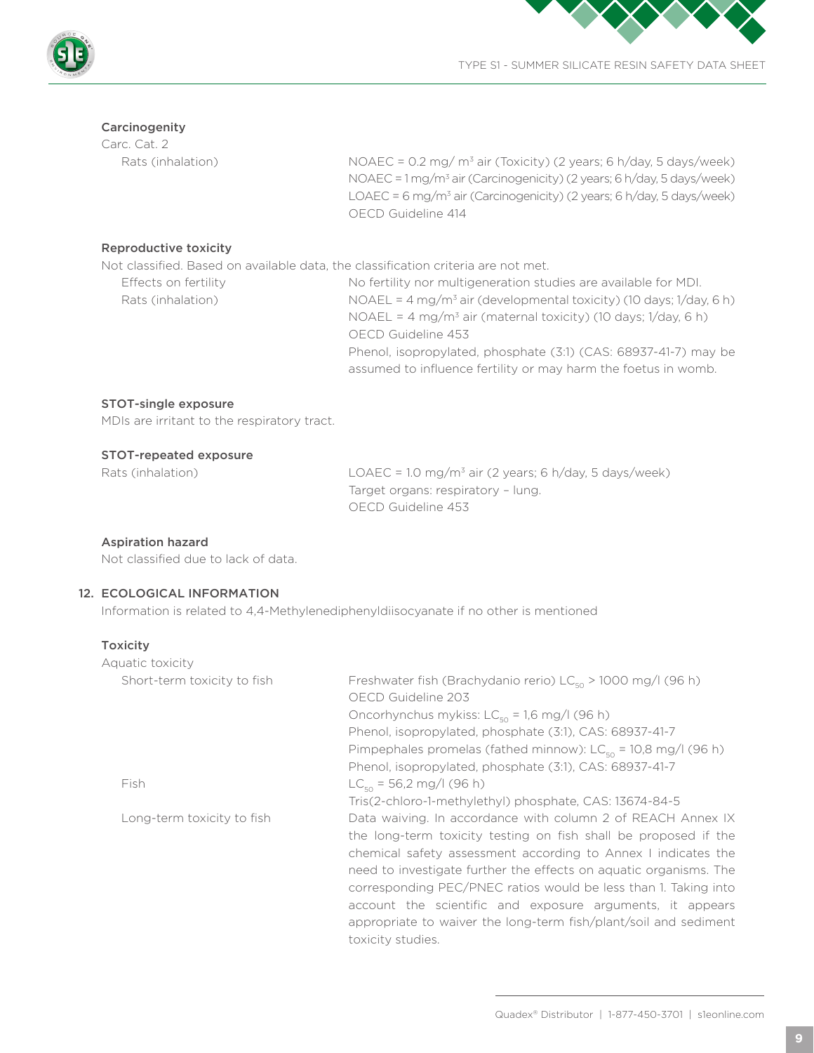#### Carcinogenity

Carc. Cat. 2

| | |
|---|---|
| Rats (inhalation) | NOAEC = 0.2 mg/ $m^3$ air (Toxicity) (2 years; 6 h/day, 5 days/week)<br>NOAEC = 1 mg/$m^3$ air (Carcinogenicity) (2 years; 6 h/day, 5 days/week)<br>LOAEC = 6 mg/$m^3$ air (Carcinogenicity) (2 years; 6 h/day, 5 days/week)<br>OECD Guideline 414 |

#### Reproductive toxicity

Not classified. Based on available data, the classification criteria are not met.

| | |
|---|---|
| Effects on fertility | No fertility nor multigeneration studies are available for MDI. |
| Rats (inhalation) | NOAEL = 4 mg/$m^3$ air (developmental toxicity) (10 days; 1/day, 6 h)<br>NOAEL = 4 mg/$m^3$ air (maternal toxicity) (10 days; 1/day, 6 h)<br>OECD Guideline 453<br>Phenol, isopropylated, phosphate (3:1) (CAS: 68937-41-7) may be assumed to influence fertility or may harm the foetus in womb. |

#### STOT-single exposure

MDIs are irritant to the respiratory tract.

#### STOT-repeated exposure

| | |
|---|---|
| Rats (inhalation) | LOAEC = 1.0 mg/$m^3$ air (2 years; 6 h/day, 5 days/week)<br>Target organs: respiratory – lung.<br>OECD Guideline 453 |

#### Aspiration hazard

Not classified due to lack of data.

## 12. ECOLOGICAL INFORMATION

Information is related to 4,4-Methylenediphenyldiisocyanate if no other is mentioned

#### Toxicity

Aquatic toxicity

| | |
|---|---|
| Short-term toxicity to fish | Freshwater fish (Brachydanio rerio) $LC_{50}$ > 1000 mg/l (96 h)<br>OECD Guideline 203<br>Oncorhynchus mykiss: $LC_{50}$ = 1,6 mg/l (96 h)<br>Phenol, isopropylated, phosphate (3:1), CAS: 68937-41-7<br>Pimpephales promelas (fathed minnow): $LC_{50}$ = 10,8 mg/l (96 h)<br>Phenol, isopropylated, phosphate (3:1), CAS: 68937-41-7 |
| Fish | $LC_{50}$ = 56,2 mg/l (96 h)<br>Tris(2-chloro-1-methylethyl) phosphate, CAS: 13674-84-5 |
| Long-term toxicity to fish | Data waiving. In accordance with column 2 of REACH Annex IX the long-term toxicity testing on fish shall be proposed if the chemical safety assessment according to Annex I indicates the need to investigate further the effects on aquatic organisms. The corresponding PEC/PNEC ratios would be less than 1. Taking into account the scientific and exposure arguments, it appears appropriate to waiver the long-term fish/plant/soil and sediment toxicity studies. |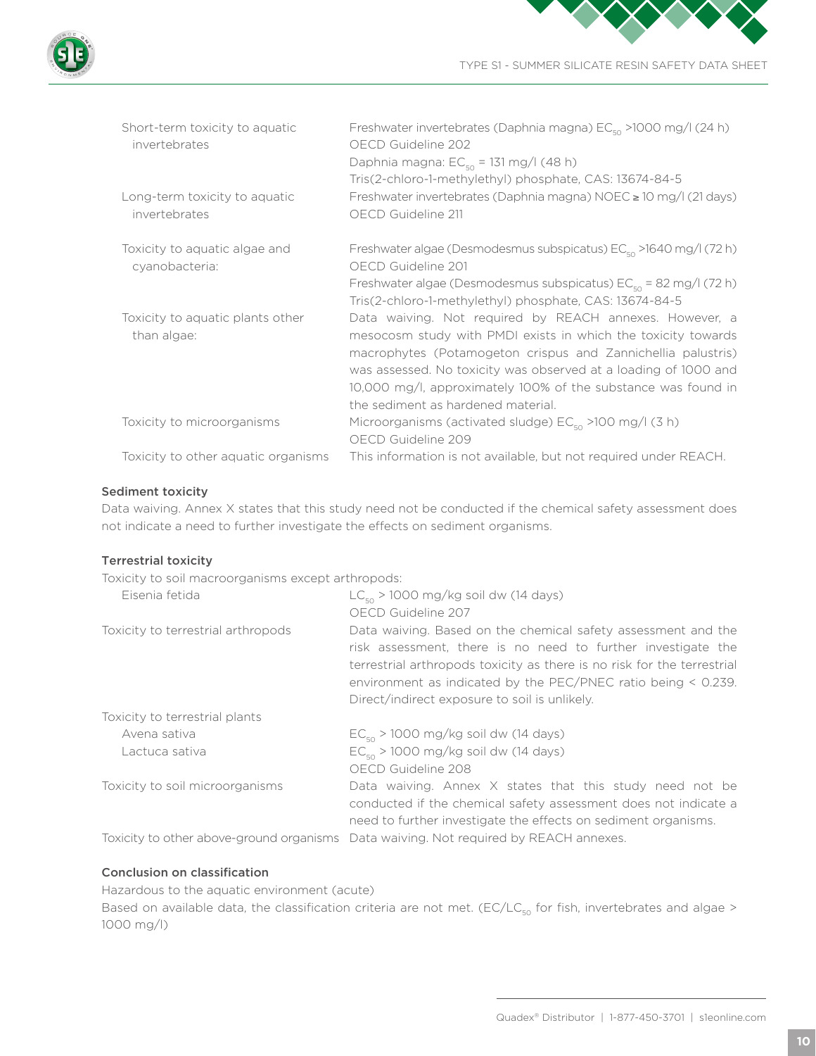| | |
|---|---|
| Short-term toxicity to aquatic invertebrates | Freshwater invertebrates (Daphnia magna) $EC_{50}$ >1000 mg/l (24 h) OECD Guideline 202<br>Daphnia magna: $EC_{50}$ = 131 mg/l (48 h)<br>Tris(2-chloro-1-methylethyl) phosphate, CAS: 13674-84-5 |
| Long-term toxicity to aquatic invertebrates | Freshwater invertebrates (Daphnia magna) NOEC ≥ 10 mg/l (21 days) OECD Guideline 211 |
| Toxicity to aquatic algae and cyanobacteria: | Freshwater algae (Desmodesmus subspicatus) $EC_{50}$ >1640 mg/l (72 h) OECD Guideline 201<br>Freshwater algae (Desmodesmus subspicatus) $EC_{50}$ = 82 mg/l (72 h)<br>Tris(2-chloro-1-methylethyl) phosphate, CAS: 13674-84-5 |
| Toxicity to aquatic plants other than algae: | Data waiving. Not required by REACH annexes. However, a mesocosm study with PMDI exists in which the toxicity towards macrophytes (Potamogeton crispus and Zannichellia palustris) was assessed. No toxicity was observed at a loading of 1000 and 10,000 mg/l, approximately 100% of the substance was found in the sediment as hardened material. |
| Toxicity to microorganisms | Microorganisms (activated sludge) $EC_{50}$ >100 mg/l (3 h) OECD Guideline 209 |
| Toxicity to other aquatic organisms | This information is not available, but not required under REACH. |

**Sediment toxicity**

Data waiving. Annex X states that this study need not be conducted if the chemical safety assessment does not indicate a need to further investigate the effects on sediment organisms.

**Terrestrial toxicity**

Toxicity to soil macroorganisms except arthropods:

| | |
|---|---|
| Eisenia fetida | $LC_{50}$ > 1000 mg/kg soil dw (14 days)<br>OECD Guideline 207 |
| Toxicity to terrestrial arthropods | Data waiving. Based on the chemical safety assessment and the risk assessment, there is no need to further investigate the terrestrial arthropods toxicity as there is no risk for the terrestrial environment as indicated by the PEC/PNEC ratio being < 0.239. Direct/indirect exposure to soil is unlikely. |
| Toxicity to terrestrial plants | |
| Avena sativa | $EC_{50}$ > 1000 mg/kg soil dw (14 days) |
| Lactuca sativa | $EC_{50}$ > 1000 mg/kg soil dw (14 days)<br>OECD Guideline 208 |
| Toxicity to soil microorganisms | Data waiving. Annex X states that this study need not be conducted if the chemical safety assessment does not indicate a need to further investigate the effects on sediment organisms. |
| Toxicity to other above-ground organisms | Data waiving. Not required by REACH annexes. |

**Conclusion on classification**

Hazardous to the aquatic environment (acute)

Based on available data, the classification criteria are not met. ($EC/LC_{50}$ for fish, invertebrates and algae > 1000 mg/l)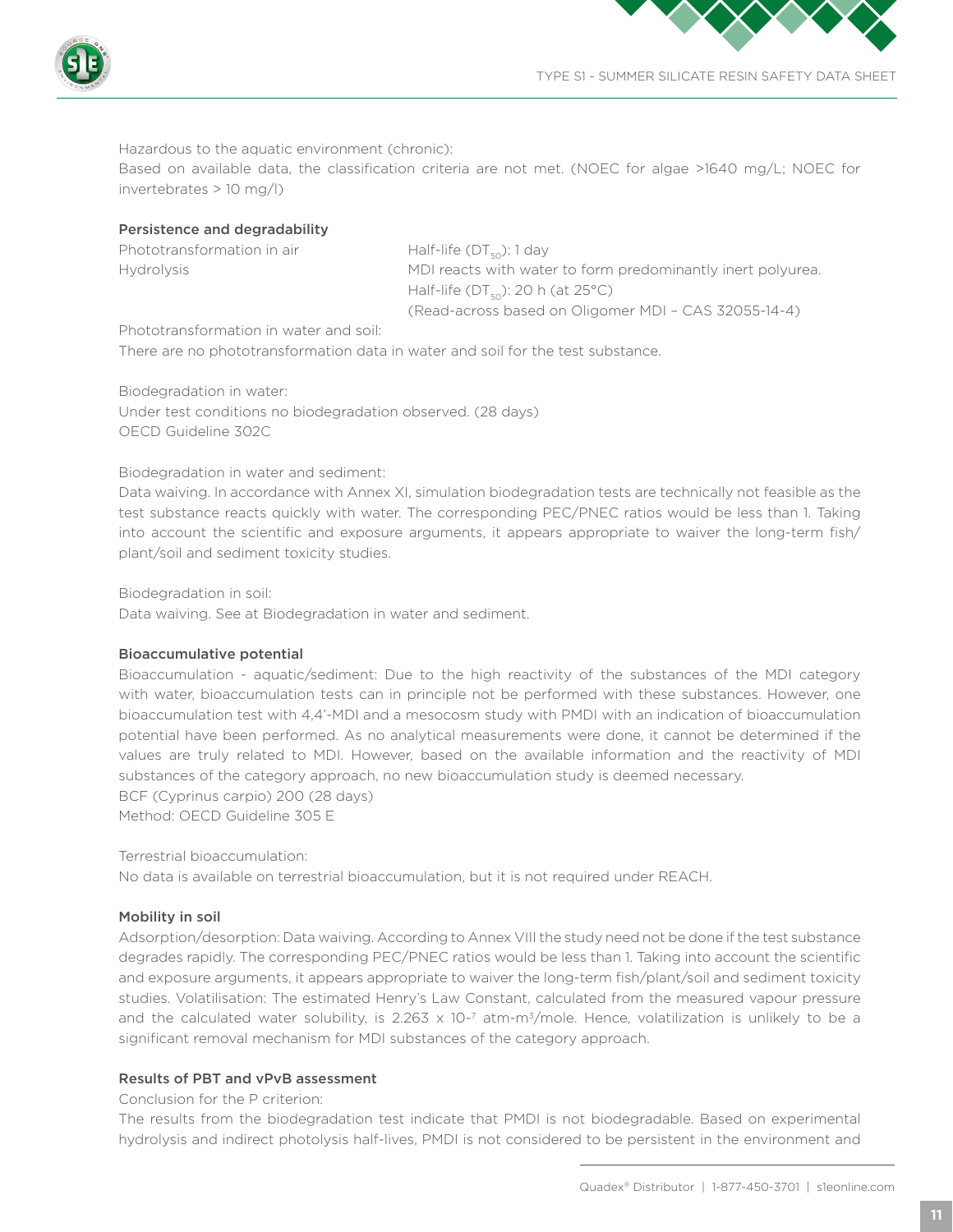Hazardous to the aquatic environment (chronic):
Based on available data, the classification criteria are not met. (NOEC for algae >1640 mg/L; NOEC for invertebrates > 10 mg/l)

**Persistence and degradability**

| | |
|---|---|
| Phototransformation in air | Half-life ($DT_{50}$): 1 day |
| Hydrolysis | MDI reacts with water to form predominantly inert polyurea. Half-life ($DT_{50}$): 20 h (at 25°C) (Read-across based on Oligomer MDI – CAS 32055-14-4) |

Phototransformation in water and soil:
There are no phototransformation data in water and soil for the test substance.

Biodegradation in water:
Under test conditions no biodegradation observed. (28 days)
OECD Guideline 302C

Biodegradation in water and sediment:
Data waiving. In accordance with Annex XI, simulation biodegradation tests are technically not feasible as the test substance reacts quickly with water. The corresponding PEC/PNEC ratios would be less than 1. Taking into account the scientific and exposure arguments, it appears appropriate to waiver the long-term fish/plant/soil and sediment toxicity studies.

Biodegradation in soil:
Data waiving. See at Biodegradation in water and sediment.

**Bioaccumulative potential**

Bioaccumulation - aquatic/sediment: Due to the high reactivity of the substances of the MDI category with water, bioaccumulation tests can in principle not be performed with these substances. However, one bioaccumulation test with 4,4'-MDI and a mesocosm study with PMDI with an indication of bioaccumulation potential have been performed. As no analytical measurements were done, it cannot be determined if the values are truly related to MDI. However, based on the available information and the reactivity of MDI substances of the category approach, no new bioaccumulation study is deemed necessary.
BCF (Cyprinus carpio) 200 (28 days)
Method: OECD Guideline 305 E

Terrestrial bioaccumulation:
No data is available on terrestrial bioaccumulation, but it is not required under REACH.

**Mobility in soil**

Adsorption/desorption: Data waiving. According to Annex VIII the study need not be done if the test substance degrades rapidly. The corresponding PEC/PNEC ratios would be less than 1. Taking into account the scientific and exposure arguments, it appears appropriate to waiver the long-term fish/plant/soil and sediment toxicity studies. Volatilisation: The estimated Henry's Law Constant, calculated from the measured vapour pressure and the calculated water solubility, is $2.263 \times 10^{-7}$ atm-m³/mole. Hence, volatilization is unlikely to be a significant removal mechanism for MDI substances of the category approach.

**Results of PBT and vPvB assessment**

Conclusion for the P criterion:
The results from the biodegradation test indicate that PMDI is not biodegradable. Based on experimental hydrolysis and indirect photolysis half-lives, PMDI is not considered to be persistent in the environment and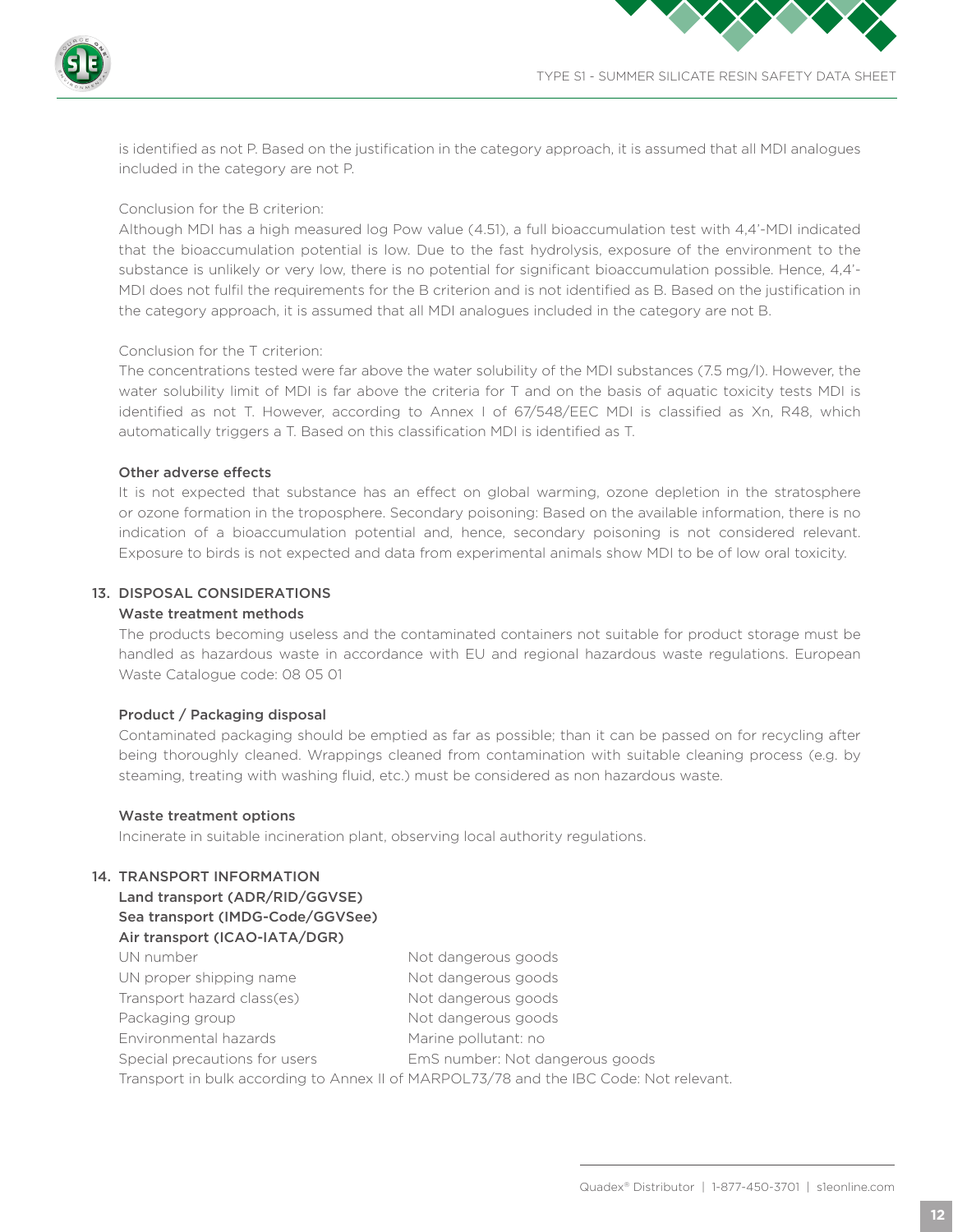is identified as not P. Based on the justification in the category approach, it is assumed that all MDI analogues included in the category are not P.

Conclusion for the B criterion:
Although MDI has a high measured log Pow value (4.51), a full bioaccumulation test with 4,4'-MDI indicated that the bioaccumulation potential is low. Due to the fast hydrolysis, exposure of the environment to the substance is unlikely or very low, there is no potential for significant bioaccumulation possible. Hence, 4,4'-MDI does not fulfil the requirements for the B criterion and is not identified as B. Based on the justification in the category approach, it is assumed that all MDI analogues included in the category are not B.

Conclusion for the T criterion:
The concentrations tested were far above the water solubility of the MDI substances (7.5 mg/l). However, the water solubility limit of MDI is far above the criteria for T and on the basis of aquatic toxicity tests MDI is identified as not T. However, according to Annex I of 67/548/EEC MDI is classified as Xn, R48, which automatically triggers a T. Based on this classification MDI is identified as T.

**Other adverse effects**
It is not expected that substance has an effect on global warming, ozone depletion in the stratosphere or ozone formation in the troposphere. Secondary poisoning: Based on the available information, there is no indication of a bioaccumulation potential and, hence, secondary poisoning is not considered relevant. Exposure to birds is not expected and data from experimental animals show MDI to be of low oral toxicity.

## 13. DISPOSAL CONSIDERATIONS

**Waste treatment methods**
The products becoming useless and the contaminated containers not suitable for product storage must be handled as hazardous waste in accordance with EU and regional hazardous waste regulations. European Waste Catalogue code: 08 05 01

**Product / Packaging disposal**
Contaminated packaging should be emptied as far as possible; than it can be passed on for recycling after being thoroughly cleaned. Wrappings cleaned from contamination with suitable cleaning process (e.g. by steaming, treating with washing fluid, etc.) must be considered as non hazardous waste.

**Waste treatment options**
Incinerate in suitable incineration plant, observing local authority regulations.

## 14. TRANSPORT INFORMATION

**Land transport (ADR/RID/GGVSE)**
**Sea transport (IMDG-Code/GGVSee)**
**Air transport (ICAO-IATA/DGR)**

| | |
|---|---|
| UN number | Not dangerous goods |
| UN proper shipping name | Not dangerous goods |
| Transport hazard class(es) | Not dangerous goods |
| Packaging group | Not dangerous goods |
| Environmental hazards | Marine pollutant: no |
| Special precautions for users | EmS number: Not dangerous goods |

Transport in bulk according to Annex II of MARPOL73/78 and the IBC Code: Not relevant.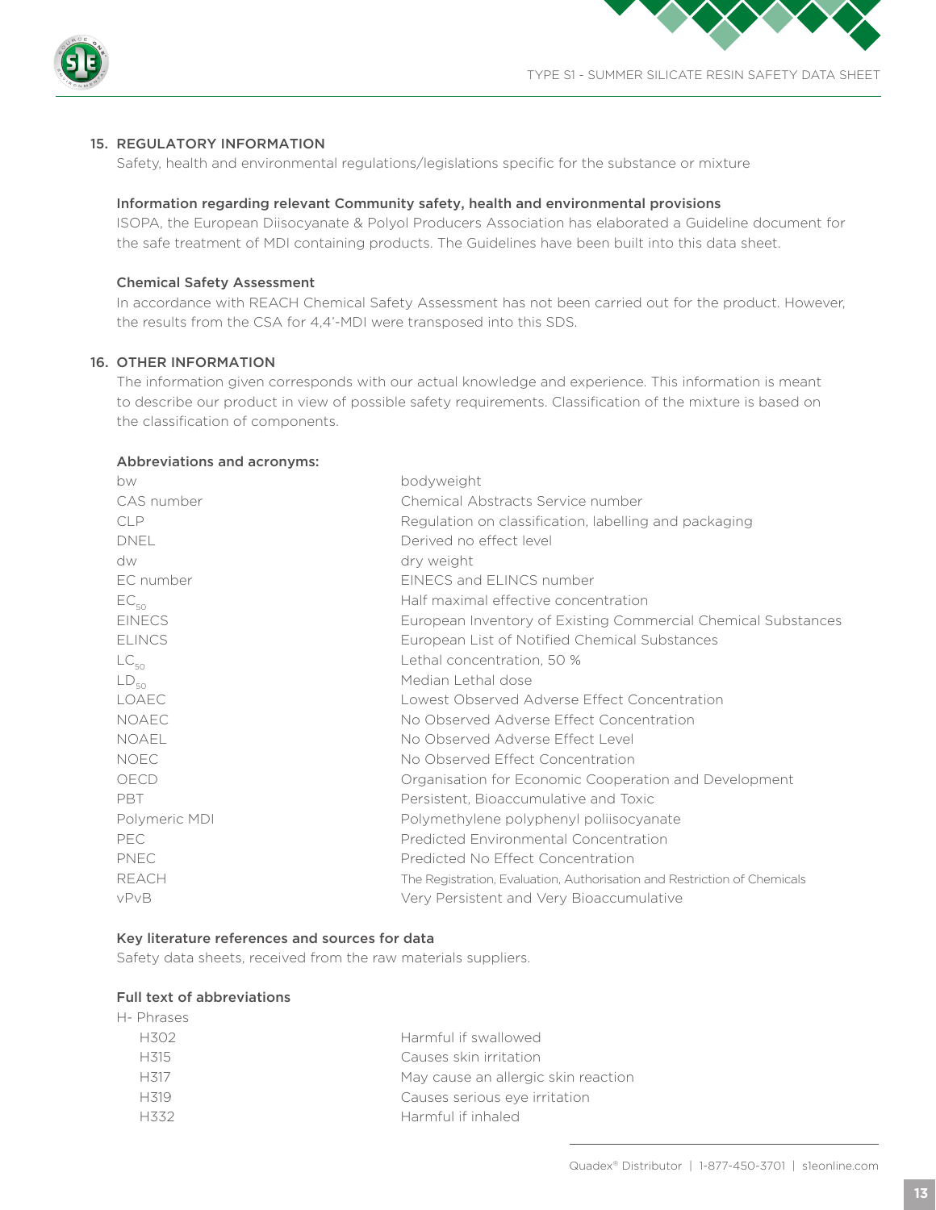## 15. REGULATORY INFORMATION

Safety, health and environmental regulations/legislations specific for the substance or mixture

### Information regarding relevant Community safety, health and environmental provisions

ISOPA, the European Diisocyanate & Polyol Producers Association has elaborated a Guideline document for the safe treatment of MDI containing products. The Guidelines have been built into this data sheet.

### Chemical Safety Assessment

In accordance with REACH Chemical Safety Assessment has not been carried out for the product. However, the results from the CSA for 4,4'-MDI were transposed into this SDS.

## 16. OTHER INFORMATION

The information given corresponds with our actual knowledge and experience. This information is meant to describe our product in view of possible safety requirements. Classification of the mixture is based on the classification of components.

### Abbreviations and acronyms:

| | |
|---|---|
| bw | bodyweight |
| CAS number | Chemical Abstracts Service number |
| CLP | Regulation on classification, labelling and packaging |
| DNEL | Derived no effect level |
| dw | dry weight |
| EC number | EINECS and ELINCS number |
| $EC_{50}$ | Half maximal effective concentration |
| EINECS | European Inventory of Existing Commercial Chemical Substances |
| ELINCS | European List of Notified Chemical Substances |
| $LC_{50}$ | Lethal concentration, 50 % |
| $LD_{50}$ | Median Lethal dose |
| LOAEC | Lowest Observed Adverse Effect Concentration |
| NOAEC | No Observed Adverse Effect Concentration |
| NOAEL | No Observed Adverse Effect Level |
| NOEC | No Observed Effect Concentration |
| OECD | Organisation for Economic Cooperation and Development |
| PBT | Persistent, Bioaccumulative and Toxic |
| Polymeric MDI | Polymethylene polyphenyl poliisocyanate |
| PEC | Predicted Environmental Concentration |
| PNEC | Predicted No Effect Concentration |
| REACH | The Registration, Evaluation, Authorisation and Restriction of Chemicals |
| vPvB | Very Persistent and Very Bioaccumulative |

### Key literature references and sources for data

Safety data sheets, received from the raw materials suppliers.

### Full text of abbreviations

H- Phrases

| | |
|---|---|
| H302 | Harmful if swallowed |
| H315 | Causes skin irritation |
| H317 | May cause an allergic skin reaction |
| H319 | Causes serious eye irritation |
| H332 | Harmful if inhaled |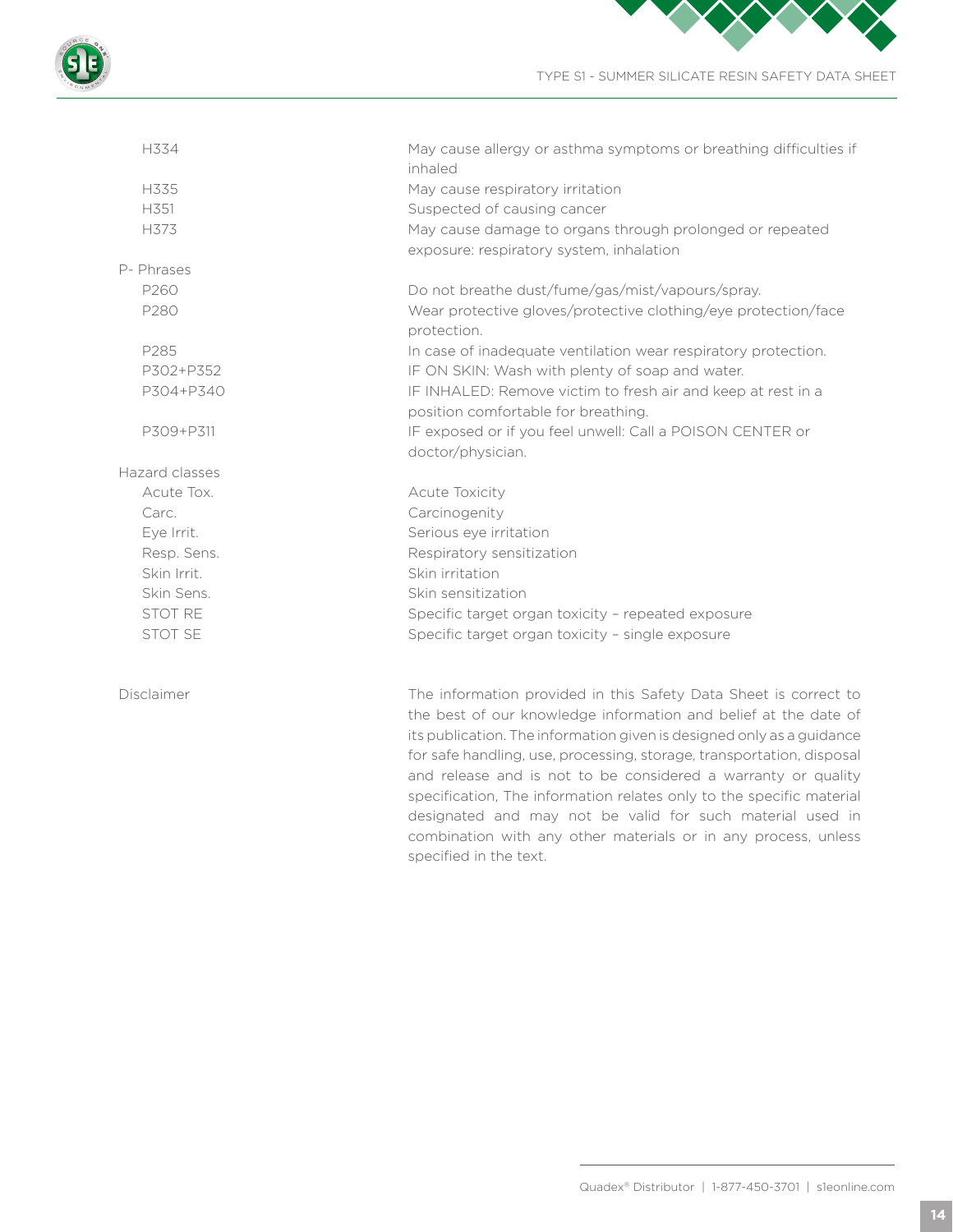| | |
|---|---|
| H334 | May cause allergy or asthma symptoms or breathing difficulties if inhaled |
| H335 | May cause respiratory irritation |
| H351 | Suspected of causing cancer |
| H373 | May cause damage to organs through prolonged or repeated exposure: respiratory system, inhalation |
| P- Phrases | |
| P260 | Do not breathe dust/fume/gas/mist/vapours/spray. |
| P280 | Wear protective gloves/protective clothing/eye protection/face protection. |
| P285 | In case of inadequate ventilation wear respiratory protection. |
| P302+P352 | IF ON SKIN: Wash with plenty of soap and water. |
| P304+P340 | IF INHALED: Remove victim to fresh air and keep at rest in a position comfortable for breathing. |
| P309+P311 | IF exposed or if you feel unwell: Call a POISON CENTER or doctor/physician. |
| Hazard classes | |
| Acute Tox. | Acute Toxicity |
| Carc. | Carcinogenity |
| Eye Irrit. | Serious eye irritation |
| Resp. Sens. | Respiratory sensitization |
| Skin Irrit. | Skin irritation |
| Skin Sens. | Skin sensitization |
| STOT RE | Specific target organ toxicity – repeated exposure |
| STOT SE | Specific target organ toxicity – single exposure |

| | |
|---|---|
| Disclaimer | The information provided in this Safety Data Sheet is correct to the best of our knowledge information and belief at the date of its publication. The information given is designed only as a guidance for safe handling, use, processing, storage, transportation, disposal and release and is not to be considered a warranty or quality specification, The information relates only to the specific material designated and may not be valid for such material used in combination with any other materials or in any process, unless specified in the text. |